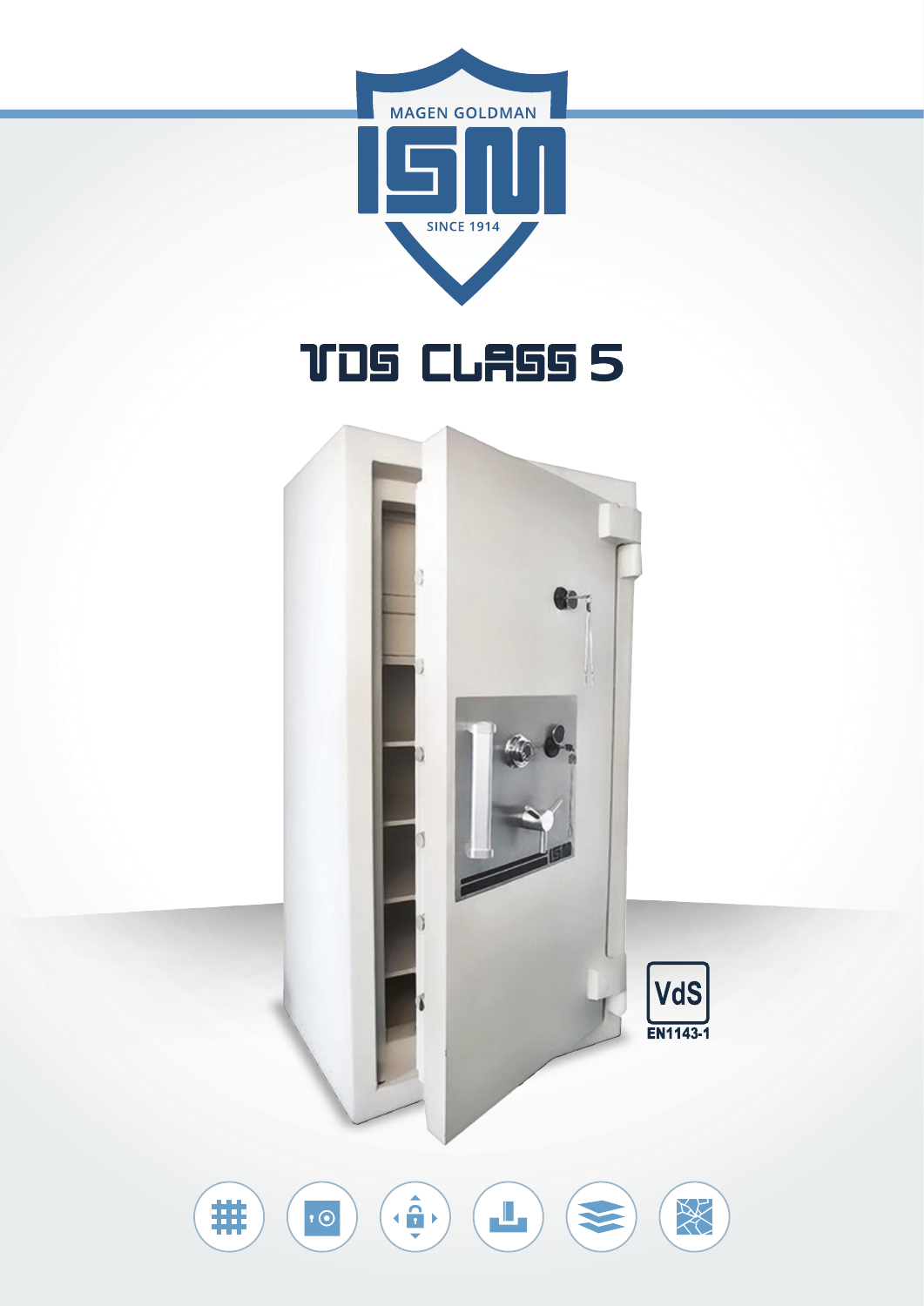MAGEN GOLDMAN

ISM

SINCE 1914

# VDS CLASS 5

VdS

EN1143-1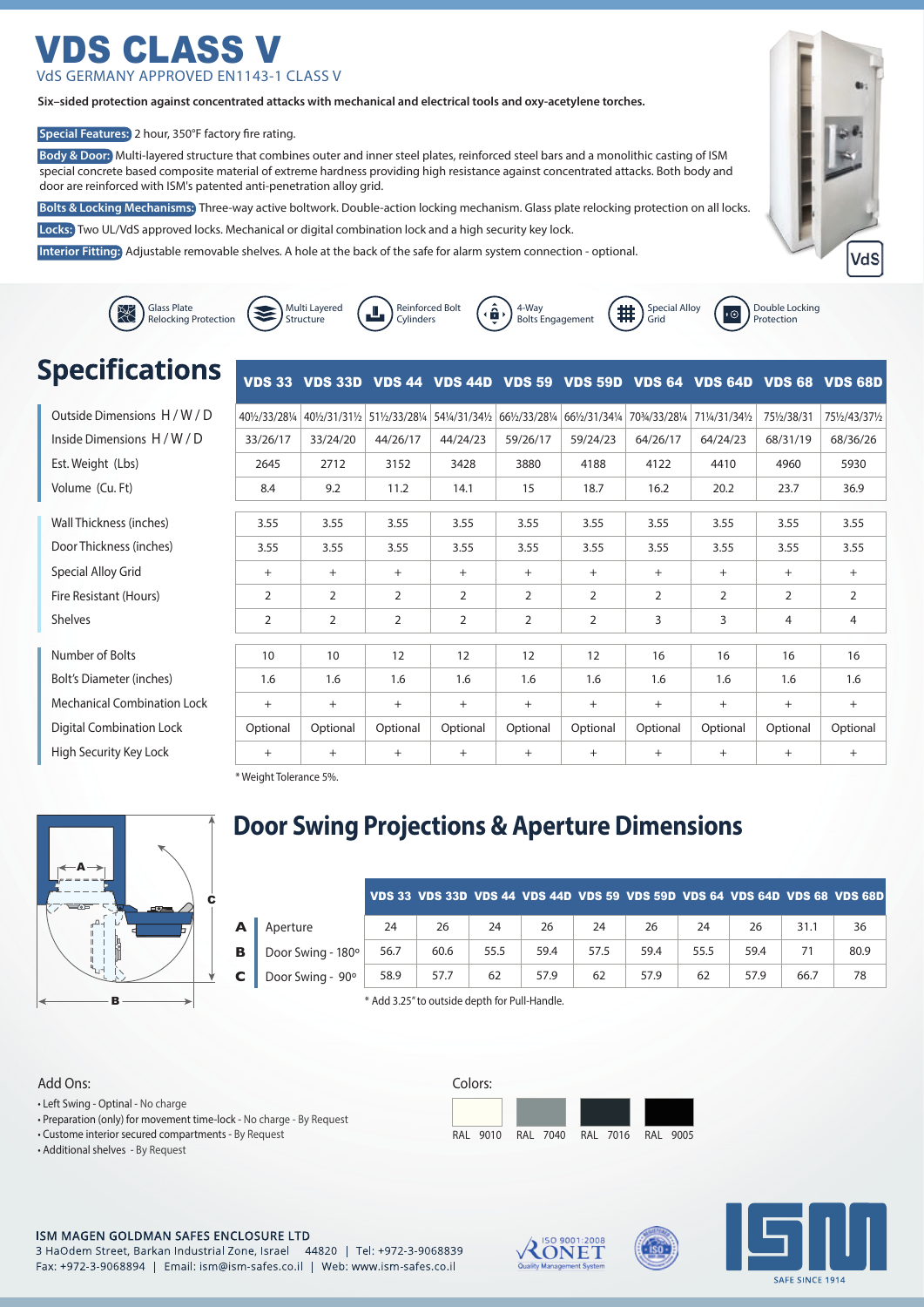# VDS CLASS V

VdS GERMANY APPROVED EN1143-1 CLASS V

**Six–sided protection against concentrated attacks with mechanical and electrical tools and oxy-acetylene torches.**

**Special Features:** 2 hour, 350°F factory fire rating.

**Body & Door:** Multi-layered structure that combines outer and inner steel plates, reinforced steel bars and a monolithic casting of ISM special concrete based composite material of extreme hardness providing high resistance against concentrated attacks. Both body and door are reinforced with ISM's patented anti-penetration alloy grid.

**Bolts & Locking Mechanisms:** Three-way active boltwork. Double-action locking mechanism. Glass plate relocking protection on all locks.

**Locks:** Two UL/VdS approved locks. Mechanical or digital combination lock and a high security key lock.

**Interior Fitting:** Adjustable removable shelves. A hole at the back of the safe for alarm system connection - optional.

VdS

Glass Plate Relocking Protection | Multi Layered Structure | Reinforced Bolt Cylinders | 4-Way Bolts Engagement | Special Alloy Grid | Double Locking Protection

## Specifications

| | VDS 33 | VDS 33D | VDS 44 | VDS 44D | VDS 59 | VDS 59D | VDS 64 | VDS 64D | VDS 68 | VDS 68D |
|---|---|---|---|---|---|---|---|---|---|---|
| Outside Dimensions H / W / D | 40½/33/28¼ | 40½/31/31½ | 51½/33/28¼ | 54¼/31/34½ | 66½/33/28¼ | 66½/31/34¼ | 70¾/33/28¼ | 71¼/31/34½ | 75½/38/31 | 75½/43/37½ |
| Inside Dimensions H / W / D | 33/26/17 | 33/24/20 | 44/26/17 | 44/24/23 | 59/26/17 | 59/24/23 | 64/26/17 | 64/24/23 | 68/31/19 | 68/36/26 |
| Est. Weight (Lbs) | 2645 | 2712 | 3152 | 3428 | 3880 | 4188 | 4122 | 4410 | 4960 | 5930 |
| Volume (Cu. Ft) | 8.4 | 9.2 | 11.2 | 14.1 | 15 | 18.7 | 16.2 | 20.2 | 23.7 | 36.9 |
| Wall Thickness (inches) | 3.55 | 3.55 | 3.55 | 3.55 | 3.55 | 3.55 | 3.55 | 3.55 | 3.55 | 3.55 |
| Door Thickness (inches) | 3.55 | 3.55 | 3.55 | 3.55 | 3.55 | 3.55 | 3.55 | 3.55 | 3.55 | 3.55 |
| Special Alloy Grid | + | + | + | + | + | + | + | + | + | + |
| Fire Resistant (Hours) | 2 | 2 | 2 | 2 | 2 | 2 | 2 | 2 | 2 | 2 |
| Shelves | 2 | 2 | 2 | 2 | 2 | 2 | 3 | 3 | 4 | 4 |
| Number of Bolts | 10 | 10 | 12 | 12 | 12 | 12 | 16 | 16 | 16 | 16 |
| Bolt's Diameter (inches) | 1.6 | 1.6 | 1.6 | 1.6 | 1.6 | 1.6 | 1.6 | 1.6 | 1.6 | 1.6 |
| Mechanical Combination Lock | + | + | + | + | + | + | + | + | + | + |
| Digital Combination Lock | Optional | Optional | Optional | Optional | Optional | Optional | Optional | Optional | Optional | Optional |
| High Security Key Lock | + | + | + | + | + | + | + | + | + | + |

\* Weight Tolerance 5%.

## Door Swing Projections & Aperture Dimensions

A
B
C

| | | VDS 33 | VDS 33D | VDS 44 | VDS 44D | VDS 59 | VDS 59D | VDS 64 | VDS 64D | VDS 68 | VDS 68D |
|---|---|---|---|---|---|---|---|---|---|---|---|
| A | Aperture | 24 | 26 | 24 | 26 | 24 | 26 | 24 | 26 | 31.1 | 36 |
| B | Door Swing - 180º | 56.7 | 60.6 | 55.5 | 59.4 | 57.5 | 59.4 | 55.5 | 59.4 | 71 | 80.9 |
| C | Door Swing - 90º | 58.9 | 57.7 | 62 | 57.9 | 62 | 57.9 | 62 | 57.9 | 66.7 | 78 |

\* Add 3.25" to outside depth for Pull-Handle.

Add Ons:

- Left Swing - Optinal - No charge
- Preparation (only) for movement time-lock - No charge - By Request
- Custome interior secured compartments - By Request
- Additional shelves - By Request

Colors:

RAL 9010 | RAL 7040 | RAL 7016 | RAL 9005

**ISM MAGEN GOLDMAN SAFES ENCLOSURE LTD**
3 HaOdem Street, Barkan Industrial Zone, Israel 44820 | Tel: +972-3-9068839
Fax: +972-3-9068894 | Email: ism@ism-safes.co.il | Web: www.ism-safes.co.il

ISO 9001:2008 RONET Quality Management System

ISM SAFE SINCE 1914